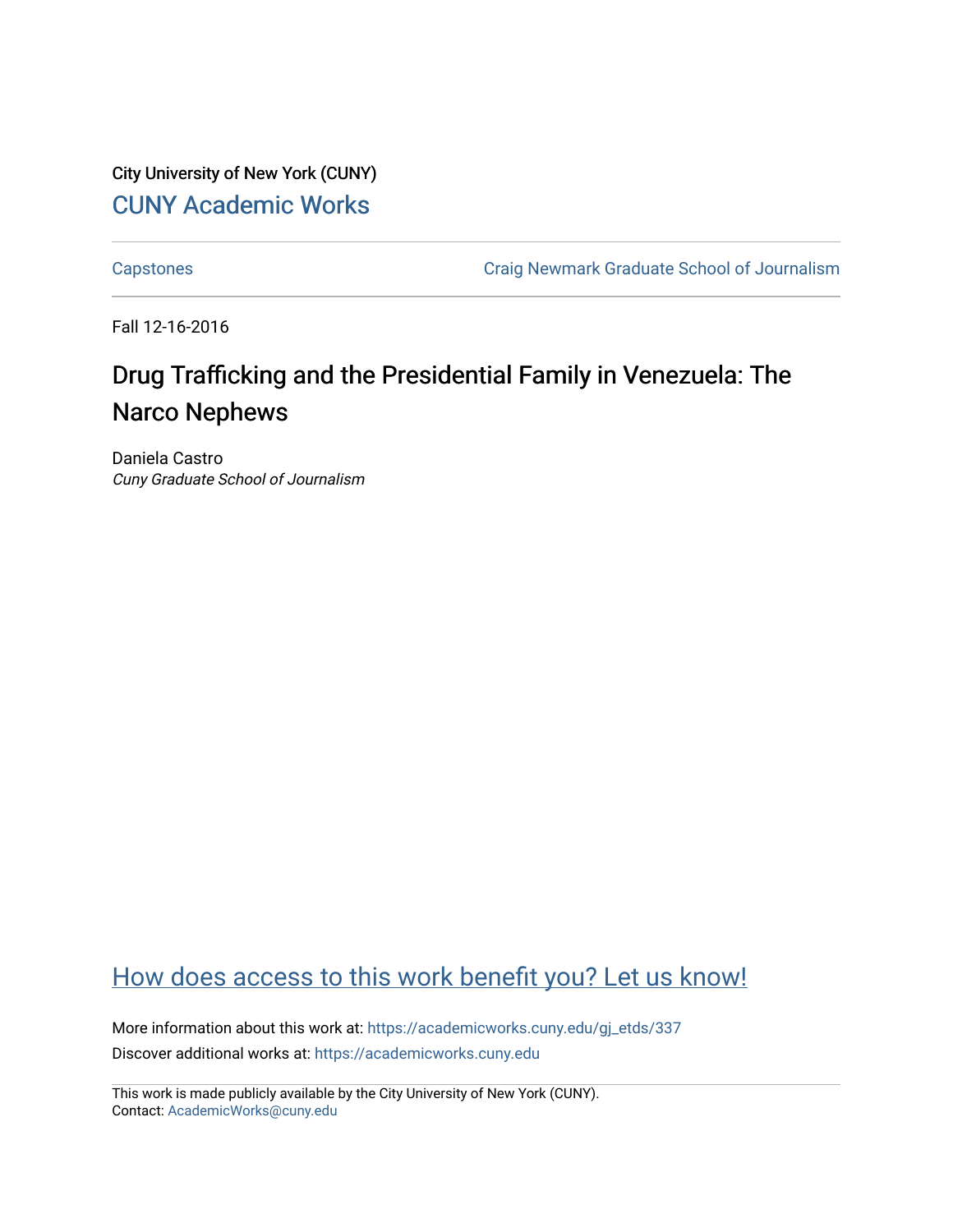City University of New York (CUNY)

CUNY Academic Works

Capstones

Craig Newmark Graduate School of Journalism

Fall 12-16-2016

# Drug Trafficking and the Presidential Family in Venezuela: The Narco Nephews

Daniela Castro

*Cuny Graduate School of Journalism*

How does access to this work benefit you? Let us know!

More information about this work at: https://academicworks.cuny.edu/gj_etds/337

Discover additional works at: https://academicworks.cuny.edu

This work is made publicly available by the City University of New York (CUNY).
Contact: AcademicWorks@cuny.edu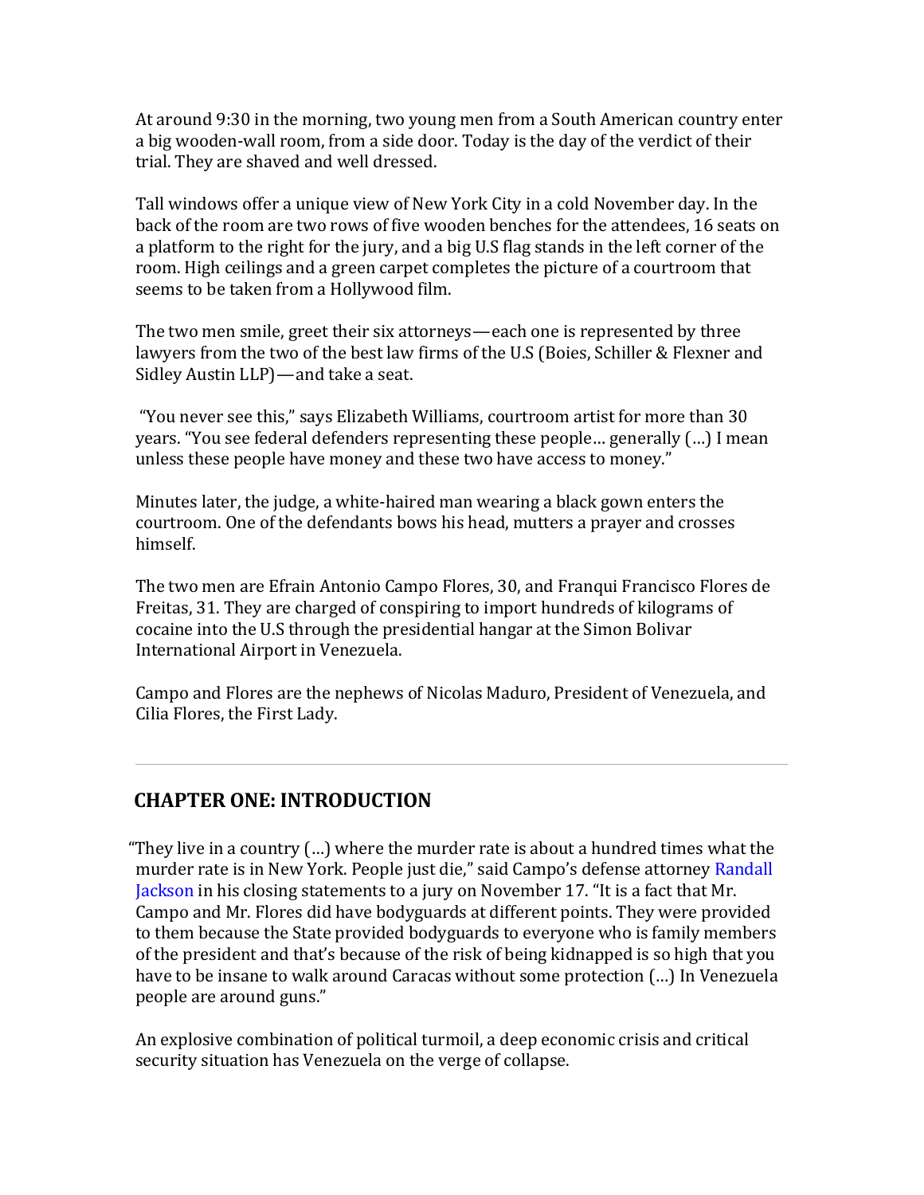At around 9:30 in the morning, two young men from a South American country enter a big wooden-wall room, from a side door. Today is the day of the verdict of their trial. They are shaved and well dressed.

Tall windows offer a unique view of New York City in a cold November day. In the back of the room are two rows of five wooden benches for the attendees, 16 seats on a platform to the right for the jury, and a big U.S flag stands in the left corner of the room. High ceilings and a green carpet completes the picture of a courtroom that seems to be taken from a Hollywood film.

The two men smile, greet their six attorneys—each one is represented by three lawyers from the two of the best law firms of the U.S (Boies, Schiller & Flexner and Sidley Austin LLP)—and take a seat.

"You never see this," says Elizabeth Williams, courtroom artist for more than 30 years. "You see federal defenders representing these people… generally (…) I mean unless these people have money and these two have access to money."

Minutes later, the judge, a white-haired man wearing a black gown enters the courtroom. One of the defendants bows his head, mutters a prayer and crosses himself.

The two men are Efrain Antonio Campo Flores, 30, and Franqui Francisco Flores de Freitas, 31. They are charged of conspiring to import hundreds of kilograms of cocaine into the U.S through the presidential hangar at the Simon Bolivar International Airport in Venezuela.

Campo and Flores are the nephews of Nicolas Maduro, President of Venezuela, and Cilia Flores, the First Lady.

---

## CHAPTER ONE: INTRODUCTION

"They live in a country (…) where the murder rate is about a hundred times what the murder rate is in New York. People just die," said Campo's defense attorney Randall Jackson in his closing statements to a jury on November 17. "It is a fact that Mr. Campo and Mr. Flores did have bodyguards at different points. They were provided to them because the State provided bodyguards to everyone who is family members of the president and that's because of the risk of being kidnapped is so high that you have to be insane to walk around Caracas without some protection (…) In Venezuela people are around guns."

An explosive combination of political turmoil, a deep economic crisis and critical security situation has Venezuela on the verge of collapse.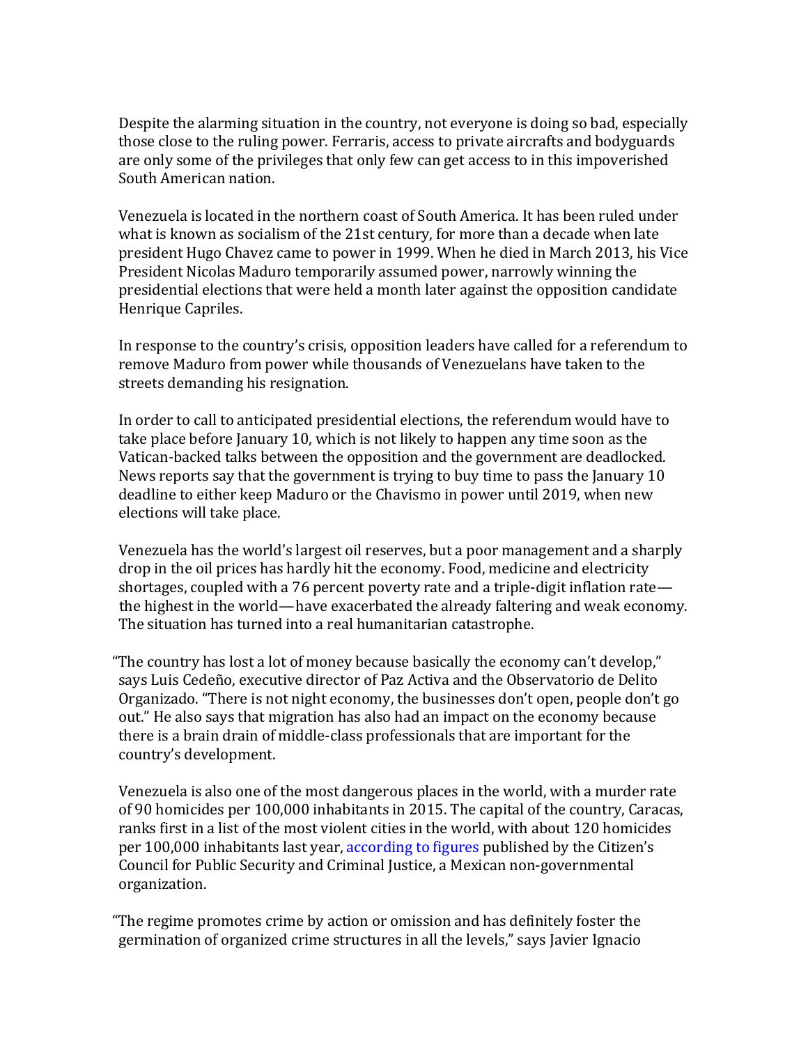Despite the alarming situation in the country, not everyone is doing so bad, especially those close to the ruling power. Ferraris, access to private aircrafts and bodyguards are only some of the privileges that only few can get access to in this impoverished South American nation.

Venezuela is located in the northern coast of South America. It has been ruled under what is known as socialism of the 21st century, for more than a decade when late president Hugo Chavez came to power in 1999. When he died in March 2013, his Vice President Nicolas Maduro temporarily assumed power, narrowly winning the presidential elections that were held a month later against the opposition candidate Henrique Capriles.

In response to the country's crisis, opposition leaders have called for a referendum to remove Maduro from power while thousands of Venezuelans have taken to the streets demanding his resignation.

In order to call to anticipated presidential elections, the referendum would have to take place before January 10, which is not likely to happen any time soon as the Vatican-backed talks between the opposition and the government are deadlocked. News reports say that the government is trying to buy time to pass the January 10 deadline to either keep Maduro or the Chavismo in power until 2019, when new elections will take place.

Venezuela has the world's largest oil reserves, but a poor management and a sharply drop in the oil prices has hardly hit the economy. Food, medicine and electricity shortages, coupled with a 76 percent poverty rate and a triple-digit inflation rate—the highest in the world—have exacerbated the already faltering and weak economy. The situation has turned into a real humanitarian catastrophe.

"The country has lost a lot of money because basically the economy can't develop," says Luis Cedeño, executive director of Paz Activa and the Observatorio de Delito Organizado. "There is not night economy, the businesses don't open, people don't go out." He also says that migration has also had an impact on the economy because there is a brain drain of middle-class professionals that are important for the country's development.

Venezuela is also one of the most dangerous places in the world, with a murder rate of 90 homicides per 100,000 inhabitants in 2015. The capital of the country, Caracas, ranks first in a list of the most violent cities in the world, with about 120 homicides per 100,000 inhabitants last year, according to figures published by the Citizen's Council for Public Security and Criminal Justice, a Mexican non-governmental organization.

"The regime promotes crime by action or omission and has definitely foster the germination of organized crime structures in all the levels," says Javier Ignacio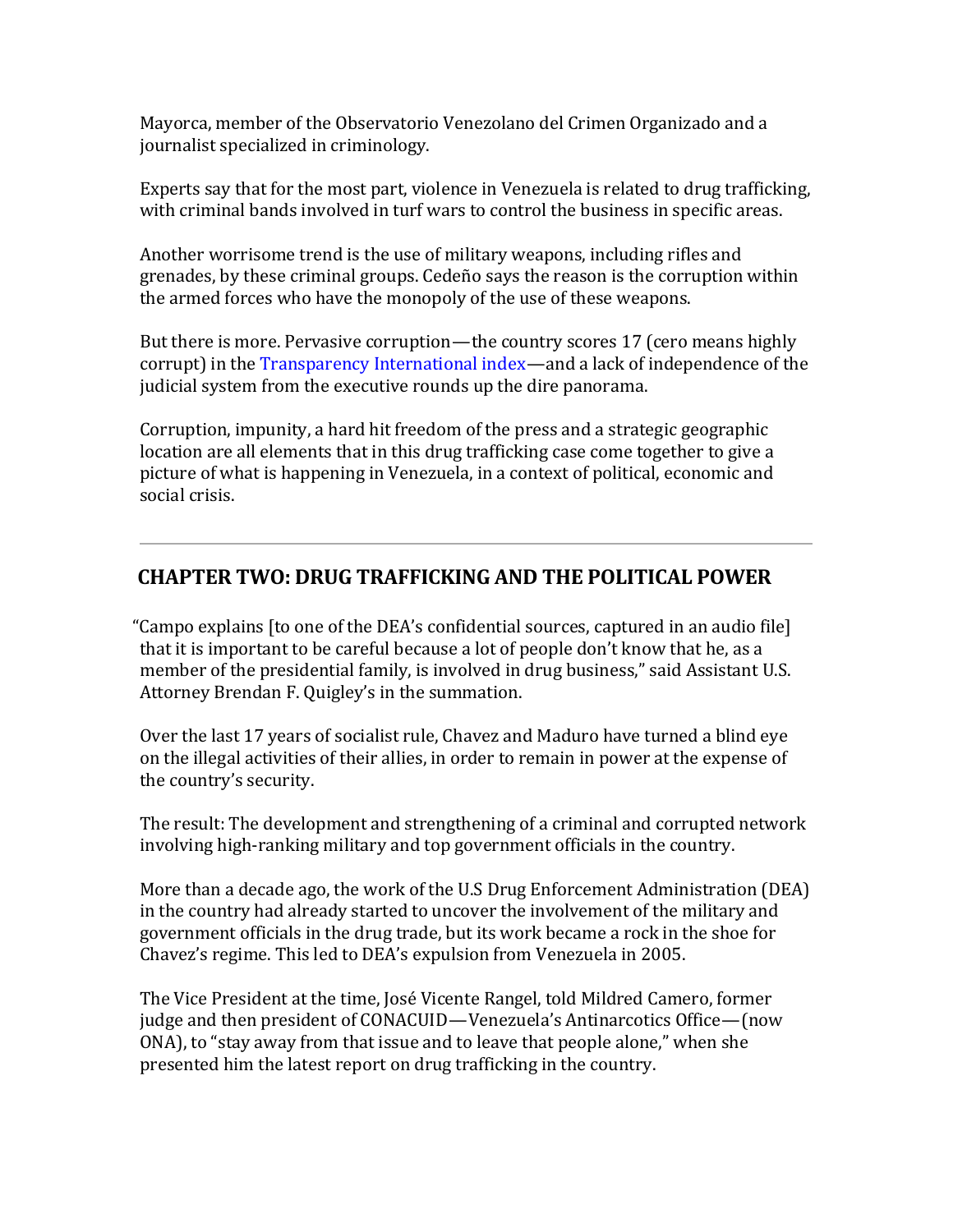Mayorca, member of the Observatorio Venezolano del Crimen Organizado and a journalist specialized in criminology.

Experts say that for the most part, violence in Venezuela is related to drug trafficking, with criminal bands involved in turf wars to control the business in specific areas.

Another worrisome trend is the use of military weapons, including rifles and grenades, by these criminal groups. Cedeño says the reason is the corruption within the armed forces who have the monopoly of the use of these weapons.

But there is more. Pervasive corruption—the country scores 17 (cero means highly corrupt) in the Transparency International index—and a lack of independence of the judicial system from the executive rounds up the dire panorama.

Corruption, impunity, a hard hit freedom of the press and a strategic geographic location are all elements that in this drug trafficking case come together to give a picture of what is happening in Venezuela, in a context of political, economic and social crisis.

---

## CHAPTER TWO: DRUG TRAFFICKING AND THE POLITICAL POWER

"Campo explains [to one of the DEA's confidential sources, captured in an audio file] that it is important to be careful because a lot of people don't know that he, as a member of the presidential family, is involved in drug business," said Assistant U.S. Attorney Brendan F. Quigley's in the summation.

Over the last 17 years of socialist rule, Chavez and Maduro have turned a blind eye on the illegal activities of their allies, in order to remain in power at the expense of the country's security.

The result: The development and strengthening of a criminal and corrupted network involving high-ranking military and top government officials in the country.

More than a decade ago, the work of the U.S Drug Enforcement Administration (DEA) in the country had already started to uncover the involvement of the military and government officials in the drug trade, but its work became a rock in the shoe for Chavez's regime. This led to DEA's expulsion from Venezuela in 2005.

The Vice President at the time, José Vicente Rangel, told Mildred Camero, former judge and then president of CONACUID—Venezuela's Antinarcotics Office—(now ONA), to "stay away from that issue and to leave that people alone," when she presented him the latest report on drug trafficking in the country.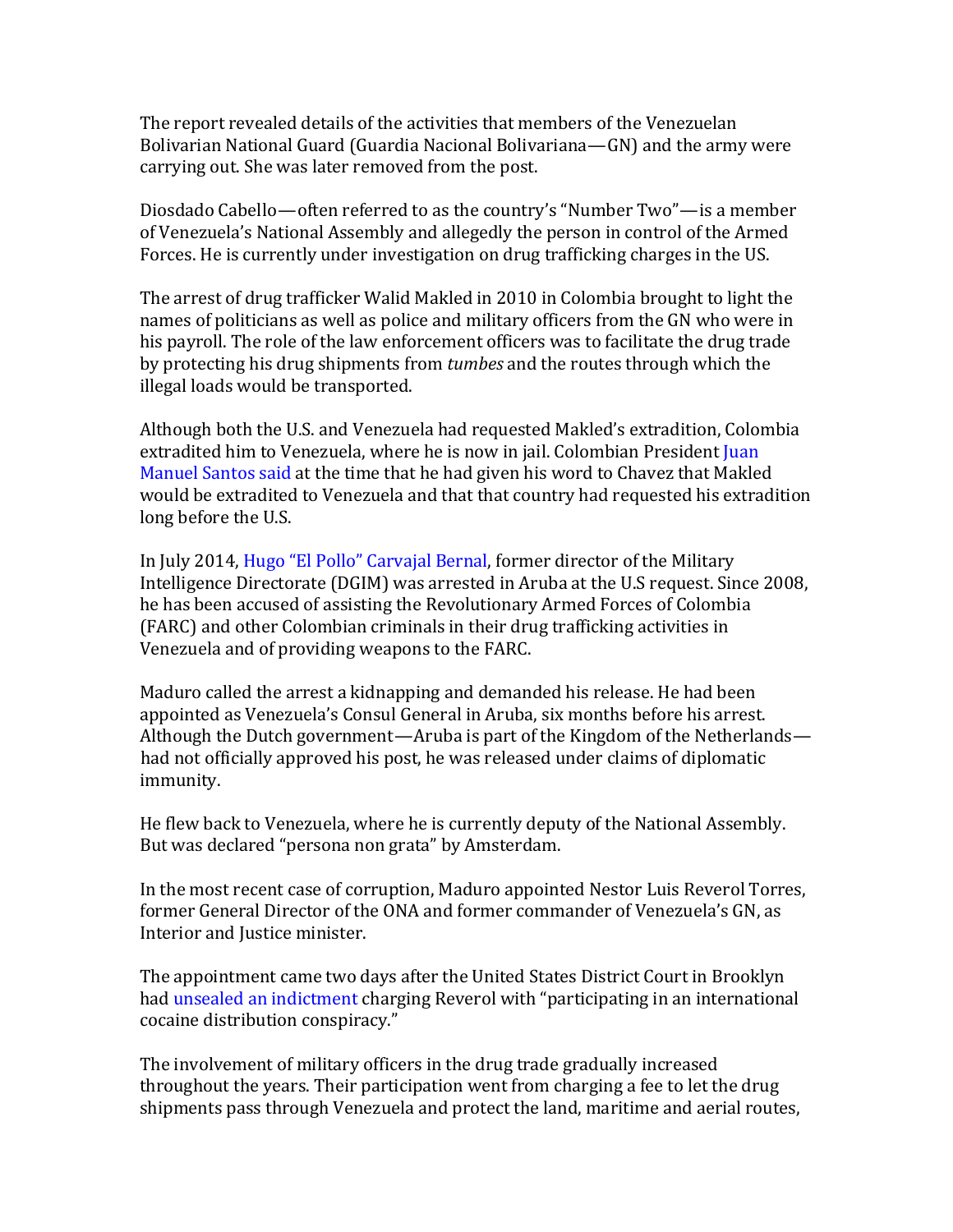The report revealed details of the activities that members of the Venezuelan Bolivarian National Guard (Guardia Nacional Bolivariana—GN) and the army were carrying out. She was later removed from the post.

Diosdado Cabello—often referred to as the country's "Number Two"—is a member of Venezuela's National Assembly and allegedly the person in control of the Armed Forces. He is currently under investigation on drug trafficking charges in the US.

The arrest of drug trafficker Walid Makled in 2010 in Colombia brought to light the names of politicians as well as police and military officers from the GN who were in his payroll. The role of the law enforcement officers was to facilitate the drug trade by protecting his drug shipments from *tumbes* and the routes through which the illegal loads would be transported.

Although both the U.S. and Venezuela had requested Makled's extradition, Colombia extradited him to Venezuela, where he is now in jail. Colombian President Juan Manuel Santos said at the time that he had given his word to Chavez that Makled would be extradited to Venezuela and that that country had requested his extradition long before the U.S.

In July 2014, Hugo "El Pollo" Carvajal Bernal, former director of the Military Intelligence Directorate (DGIM) was arrested in Aruba at the U.S request. Since 2008, he has been accused of assisting the Revolutionary Armed Forces of Colombia (FARC) and other Colombian criminals in their drug trafficking activities in Venezuela and of providing weapons to the FARC.

Maduro called the arrest a kidnapping and demanded his release. He had been appointed as Venezuela's Consul General in Aruba, six months before his arrest. Although the Dutch government—Aruba is part of the Kingdom of the Netherlands—had not officially approved his post, he was released under claims of diplomatic immunity.

He flew back to Venezuela, where he is currently deputy of the National Assembly. But was declared "persona non grata" by Amsterdam.

In the most recent case of corruption, Maduro appointed Nestor Luis Reverol Torres, former General Director of the ONA and former commander of Venezuela's GN, as Interior and Justice minister.

The appointment came two days after the United States District Court in Brooklyn had unsealed an indictment charging Reverol with "participating in an international cocaine distribution conspiracy."

The involvement of military officers in the drug trade gradually increased throughout the years. Their participation went from charging a fee to let the drug shipments pass through Venezuela and protect the land, maritime and aerial routes,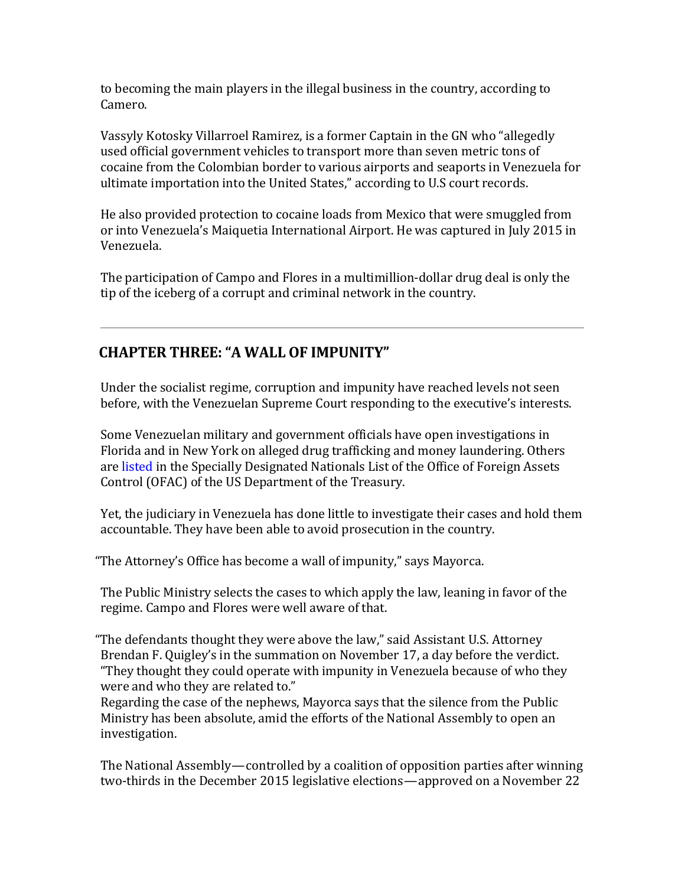to becoming the main players in the illegal business in the country, according to Camero.

Vassyly Kotosky Villarroel Ramirez, is a former Captain in the GN who "allegedly used official government vehicles to transport more than seven metric tons of cocaine from the Colombian border to various airports and seaports in Venezuela for ultimate importation into the United States," according to U.S court records.

He also provided protection to cocaine loads from Mexico that were smuggled from or into Venezuela's Maiquetia International Airport. He was captured in July 2015 in Venezuela.

The participation of Campo and Flores in a multimillion-dollar drug deal is only the tip of the iceberg of a corrupt and criminal network in the country.

---

## CHAPTER THREE: "A WALL OF IMPUNITY"

Under the socialist regime, corruption and impunity have reached levels not seen before, with the Venezuelan Supreme Court responding to the executive's interests.

Some Venezuelan military and government officials have open investigations in Florida and in New York on alleged drug trafficking and money laundering. Others are listed in the Specially Designated Nationals List of the Office of Foreign Assets Control (OFAC) of the US Department of the Treasury.

Yet, the judiciary in Venezuela has done little to investigate their cases and hold them accountable. They have been able to avoid prosecution in the country.

"The Attorney's Office has become a wall of impunity," says Mayorca.

The Public Ministry selects the cases to which apply the law, leaning in favor of the regime. Campo and Flores were well aware of that.

"The defendants thought they were above the law," said Assistant U.S. Attorney Brendan F. Quigley's in the summation on November 17, a day before the verdict. "They thought they could operate with impunity in Venezuela because of who they were and who they are related to."

Regarding the case of the nephews, Mayorca says that the silence from the Public Ministry has been absolute, amid the efforts of the National Assembly to open an investigation.

The National Assembly—controlled by a coalition of opposition parties after winning two-thirds in the December 2015 legislative elections—approved on a November 22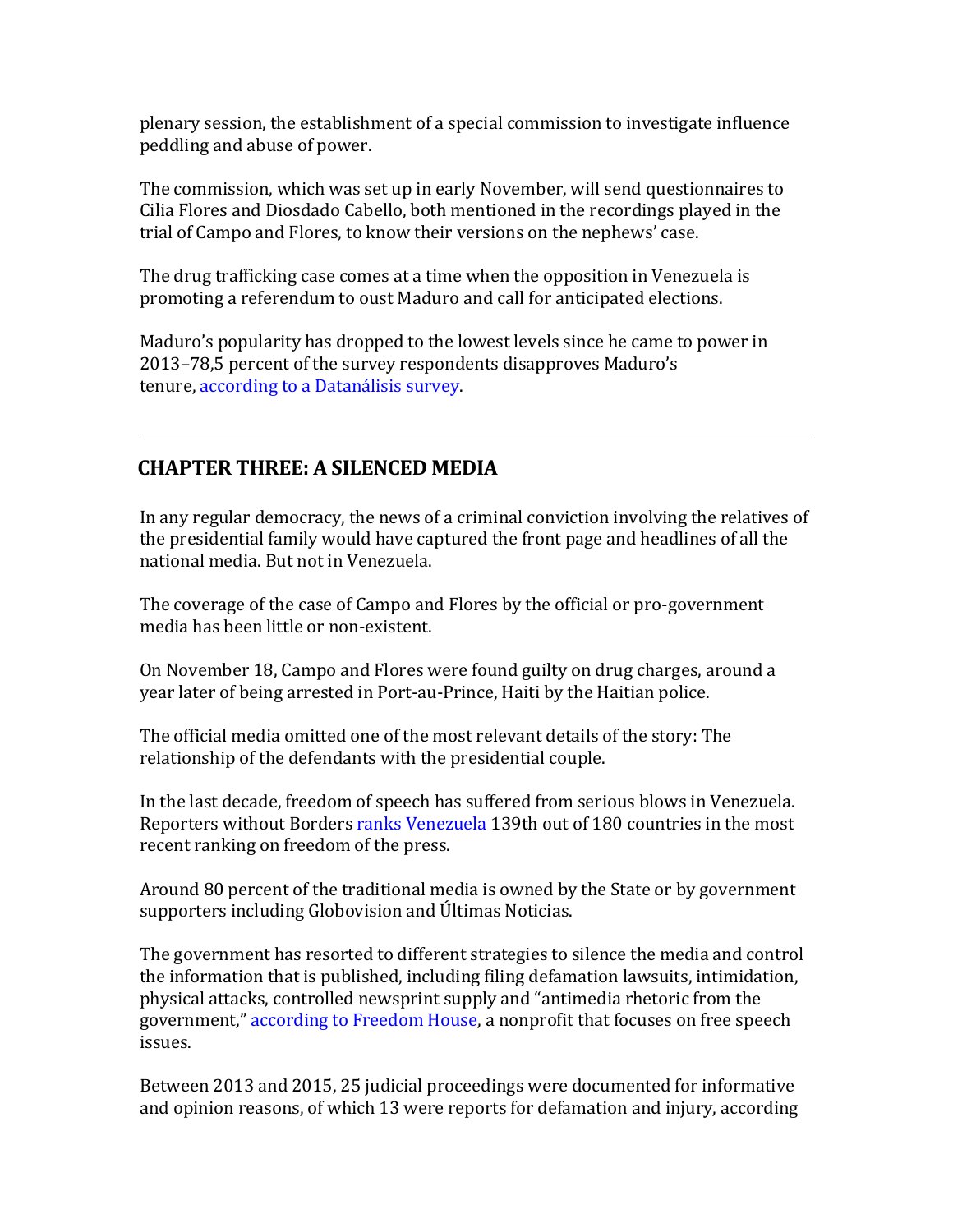plenary session, the establishment of a special commission to investigate influence peddling and abuse of power.

The commission, which was set up in early November, will send questionnaires to Cilia Flores and Diosdado Cabello, both mentioned in the recordings played in the trial of Campo and Flores, to know their versions on the nephews' case.

The drug trafficking case comes at a time when the opposition in Venezuela is promoting a referendum to oust Maduro and call for anticipated elections.

Maduro's popularity has dropped to the lowest levels since he came to power in 2013–78,5 percent of the survey respondents disapproves Maduro's tenure, according to a Datanálisis survey.

---

## CHAPTER THREE: A SILENCED MEDIA

In any regular democracy, the news of a criminal conviction involving the relatives of the presidential family would have captured the front page and headlines of all the national media. But not in Venezuela.

The coverage of the case of Campo and Flores by the official or pro-government media has been little or non-existent.

On November 18, Campo and Flores were found guilty on drug charges, around a year later of being arrested in Port-au-Prince, Haiti by the Haitian police.

The official media omitted one of the most relevant details of the story: The relationship of the defendants with the presidential couple.

In the last decade, freedom of speech has suffered from serious blows in Venezuela. Reporters without Borders ranks Venezuela 139th out of 180 countries in the most recent ranking on freedom of the press.

Around 80 percent of the traditional media is owned by the State or by government supporters including Globovision and Últimas Noticias.

The government has resorted to different strategies to silence the media and control the information that is published, including filing defamation lawsuits, intimidation, physical attacks, controlled newsprint supply and "antimedia rhetoric from the government," according to Freedom House, a nonprofit that focuses on free speech issues.

Between 2013 and 2015, 25 judicial proceedings were documented for informative and opinion reasons, of which 13 were reports for defamation and injury, according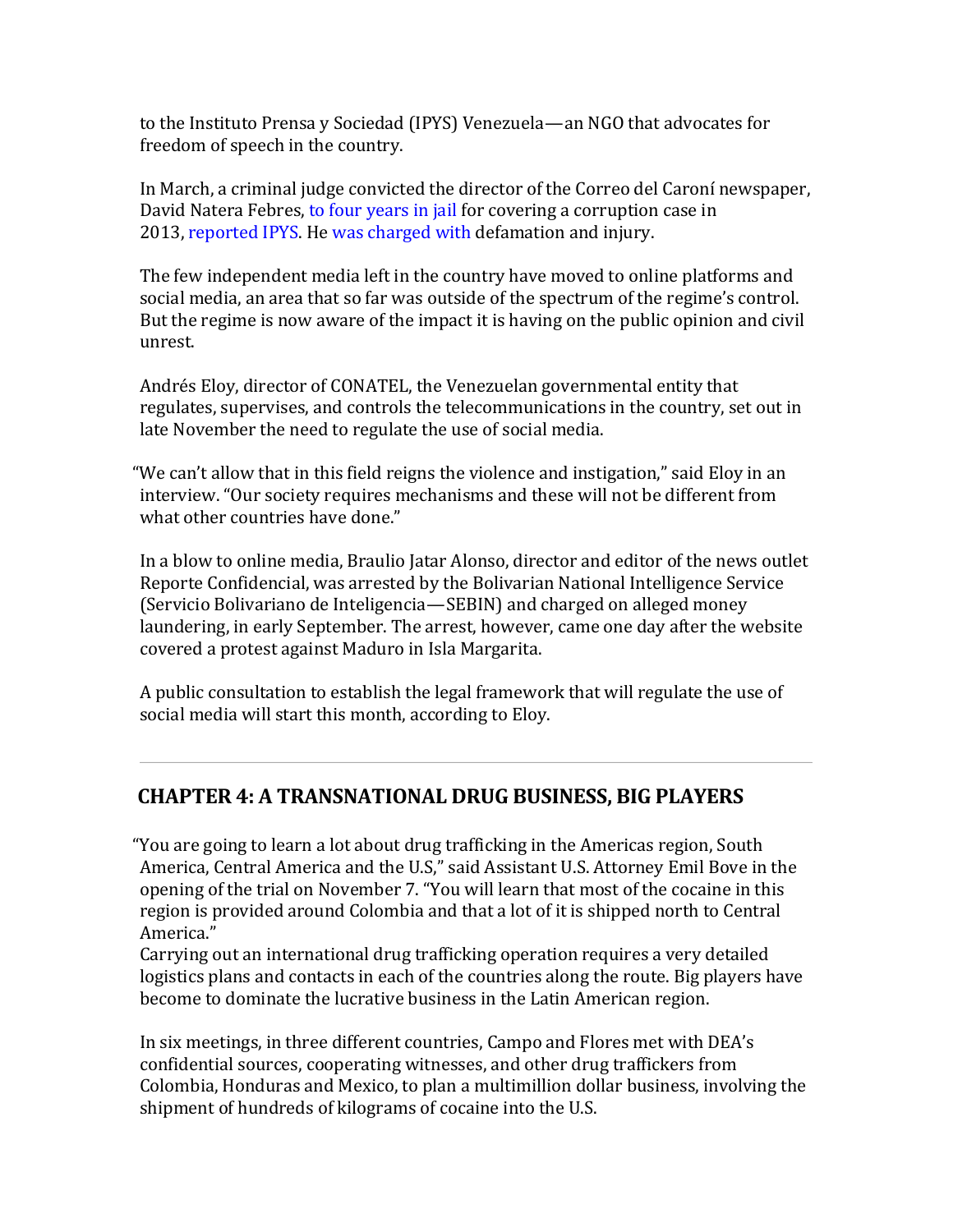to the Instituto Prensa y Sociedad (IPYS) Venezuela—an NGO that advocates for freedom of speech in the country.

In March, a criminal judge convicted the director of the Correo del Caroní newspaper, David Natera Febres, to four years in jail for covering a corruption case in 2013, reported IPYS. He was charged with defamation and injury.

The few independent media left in the country have moved to online platforms and social media, an area that so far was outside of the spectrum of the regime's control. But the regime is now aware of the impact it is having on the public opinion and civil unrest.

Andrés Eloy, director of CONATEL, the Venezuelan governmental entity that regulates, supervises, and controls the telecommunications in the country, set out in late November the need to regulate the use of social media.

"We can't allow that in this field reigns the violence and instigation," said Eloy in an interview. "Our society requires mechanisms and these will not be different from what other countries have done."

In a blow to online media, Braulio Jatar Alonso, director and editor of the news outlet Reporte Confidencial, was arrested by the Bolivarian National Intelligence Service (Servicio Bolivariano de Inteligencia—SEBIN) and charged on alleged money laundering, in early September. The arrest, however, came one day after the website covered a protest against Maduro in Isla Margarita.

A public consultation to establish the legal framework that will regulate the use of social media will start this month, according to Eloy.

---

## CHAPTER 4: A TRANSNATIONAL DRUG BUSINESS, BIG PLAYERS

"You are going to learn a lot about drug trafficking in the Americas region, South America, Central America and the U.S," said Assistant U.S. Attorney Emil Bove in the opening of the trial on November 7. "You will learn that most of the cocaine in this region is provided around Colombia and that a lot of it is shipped north to Central America."

Carrying out an international drug trafficking operation requires a very detailed logistics plans and contacts in each of the countries along the route. Big players have become to dominate the lucrative business in the Latin American region.

In six meetings, in three different countries, Campo and Flores met with DEA's confidential sources, cooperating witnesses, and other drug traffickers from Colombia, Honduras and Mexico, to plan a multimillion dollar business, involving the shipment of hundreds of kilograms of cocaine into the U.S.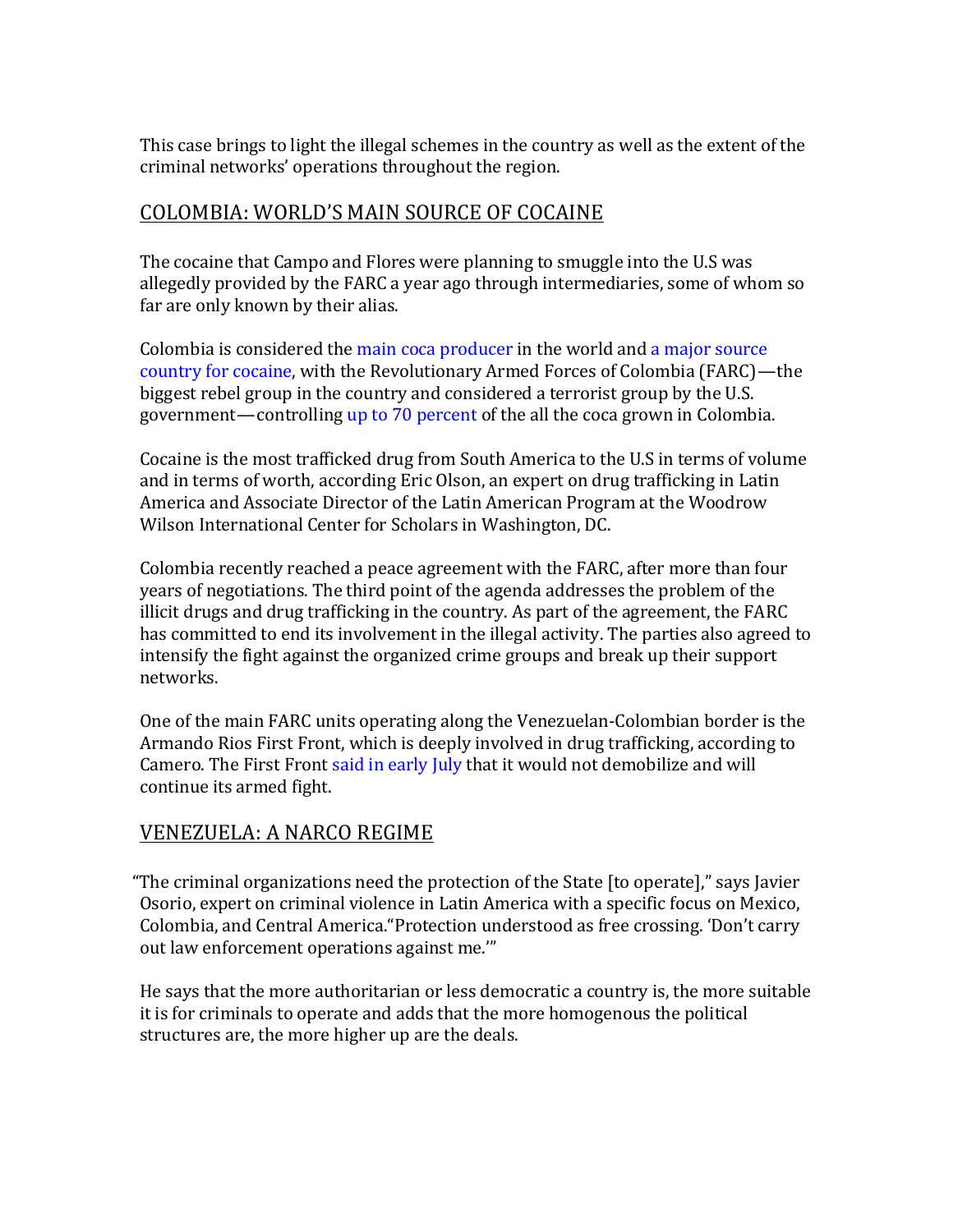This case brings to light the illegal schemes in the country as well as the extent of the criminal networks' operations throughout the region.

## COLOMBIA: WORLD'S MAIN SOURCE OF COCAINE

The cocaine that Campo and Flores were planning to smuggle into the U.S was allegedly provided by the FARC a year ago through intermediaries, some of whom so far are only known by their alias.

Colombia is considered the main coca producer in the world and a major source country for cocaine, with the Revolutionary Armed Forces of Colombia (FARC)—the biggest rebel group in the country and considered a terrorist group by the U.S. government—controlling up to 70 percent of the all the coca grown in Colombia.

Cocaine is the most trafficked drug from South America to the U.S in terms of volume and in terms of worth, according Eric Olson, an expert on drug trafficking in Latin America and Associate Director of the Latin American Program at the Woodrow Wilson International Center for Scholars in Washington, DC.

Colombia recently reached a peace agreement with the FARC, after more than four years of negotiations. The third point of the agenda addresses the problem of the illicit drugs and drug trafficking in the country. As part of the agreement, the FARC has committed to end its involvement in the illegal activity. The parties also agreed to intensify the fight against the organized crime groups and break up their support networks.

One of the main FARC units operating along the Venezuelan-Colombian border is the Armando Rios First Front, which is deeply involved in drug trafficking, according to Camero. The First Front said in early July that it would not demobilize and will continue its armed fight.

## VENEZUELA: A NARCO REGIME

"The criminal organizations need the protection of the State [to operate]," says Javier Osorio, expert on criminal violence in Latin America with a specific focus on Mexico, Colombia, and Central America."Protection understood as free crossing. 'Don't carry out law enforcement operations against me.'"

He says that the more authoritarian or less democratic a country is, the more suitable it is for criminals to operate and adds that the more homogenous the political structures are, the more higher up are the deals.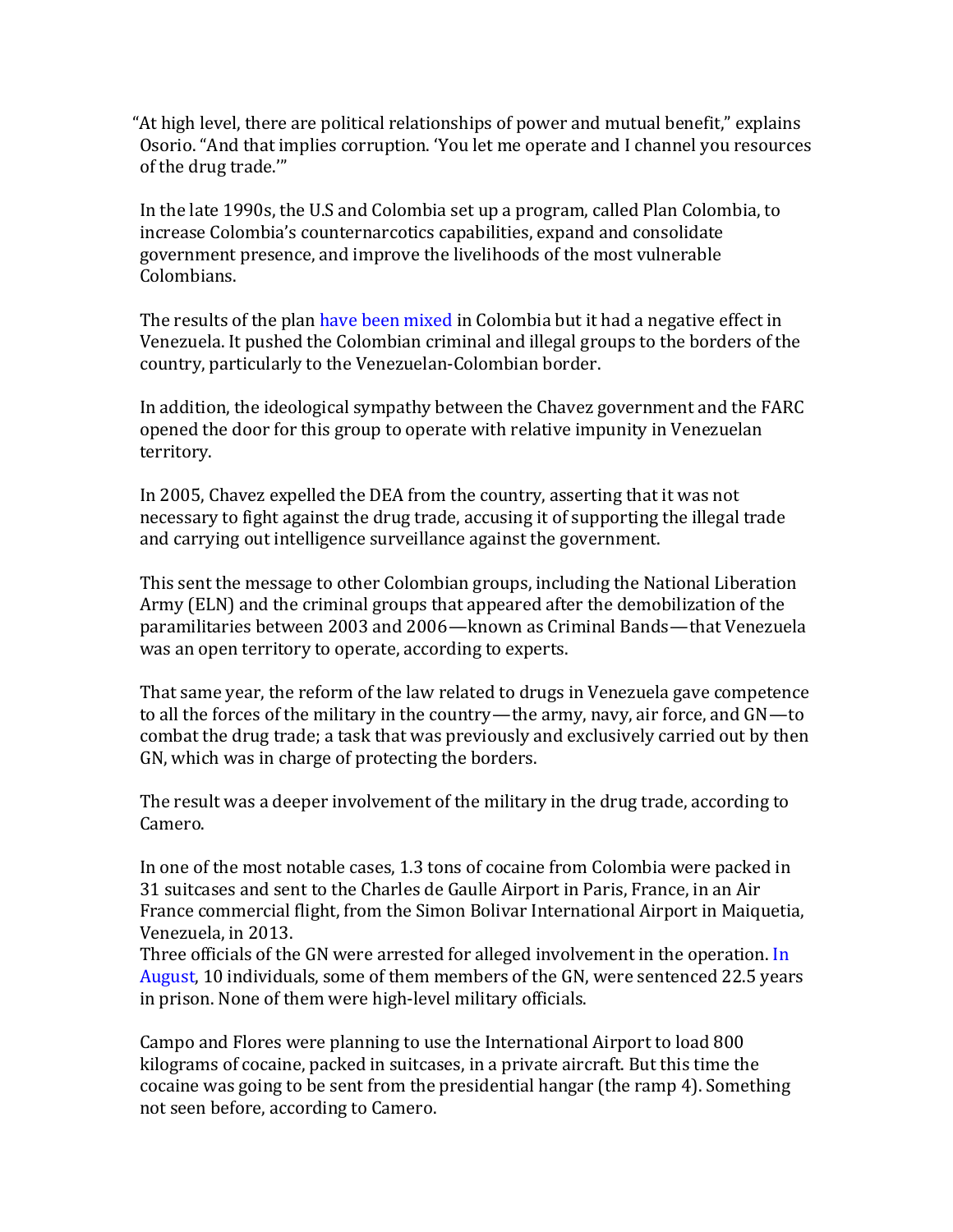"At high level, there are political relationships of power and mutual benefit," explains Osorio. "And that implies corruption. 'You let me operate and I channel you resources of the drug trade.'"

In the late 1990s, the U.S and Colombia set up a program, called Plan Colombia, to increase Colombia's counternarcotics capabilities, expand and consolidate government presence, and improve the livelihoods of the most vulnerable Colombians.

The results of the plan have been mixed in Colombia but it had a negative effect in Venezuela. It pushed the Colombian criminal and illegal groups to the borders of the country, particularly to the Venezuelan-Colombian border.

In addition, the ideological sympathy between the Chavez government and the FARC opened the door for this group to operate with relative impunity in Venezuelan territory.

In 2005, Chavez expelled the DEA from the country, asserting that it was not necessary to fight against the drug trade, accusing it of supporting the illegal trade and carrying out intelligence surveillance against the government.

This sent the message to other Colombian groups, including the National Liberation Army (ELN) and the criminal groups that appeared after the demobilization of the paramilitaries between 2003 and 2006—known as Criminal Bands—that Venezuela was an open territory to operate, according to experts.

That same year, the reform of the law related to drugs in Venezuela gave competence to all the forces of the military in the country—the army, navy, air force, and GN—to combat the drug trade; a task that was previously and exclusively carried out by then GN, which was in charge of protecting the borders.

The result was a deeper involvement of the military in the drug trade, according to Camero.

In one of the most notable cases, 1.3 tons of cocaine from Colombia were packed in 31 suitcases and sent to the Charles de Gaulle Airport in Paris, France, in an Air France commercial flight, from the Simon Bolivar International Airport in Maiquetia, Venezuela, in 2013.

Three officials of the GN were arrested for alleged involvement in the operation. In August, 10 individuals, some of them members of the GN, were sentenced 22.5 years in prison. None of them were high-level military officials.

Campo and Flores were planning to use the International Airport to load 800 kilograms of cocaine, packed in suitcases, in a private aircraft. But this time the cocaine was going to be sent from the presidential hangar (the ramp 4). Something not seen before, according to Camero.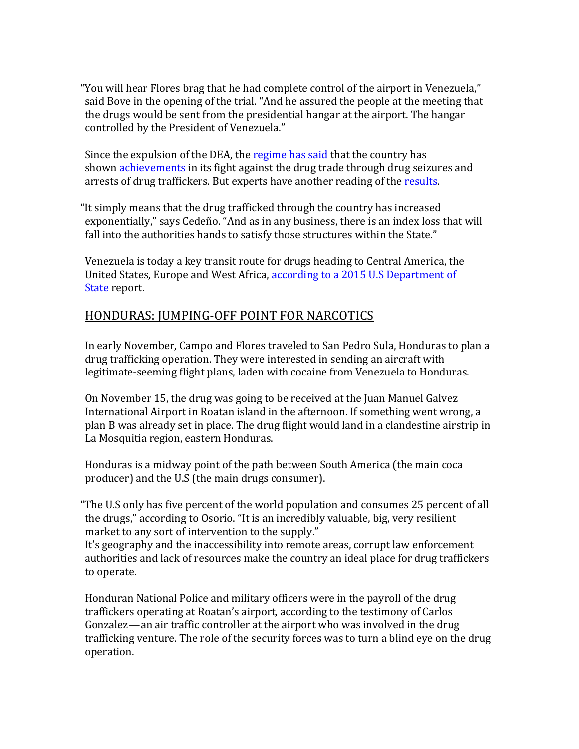"You will hear Flores brag that he had complete control of the airport in Venezuela," said Bove in the opening of the trial. "And he assured the people at the meeting that the drugs would be sent from the presidential hangar at the airport. The hangar controlled by the President of Venezuela."

Since the expulsion of the DEA, the regime has said that the country has shown achievements in its fight against the drug trade through drug seizures and arrests of drug traffickers. But experts have another reading of the results.

"It simply means that the drug trafficked through the country has increased exponentially," says Cedeño. "And as in any business, there is an index loss that will fall into the authorities hands to satisfy those structures within the State."

Venezuela is today a key transit route for drugs heading to Central America, the United States, Europe and West Africa, according to a 2015 U.S Department of State report.

## HONDURAS: JUMPING-OFF POINT FOR NARCOTICS

In early November, Campo and Flores traveled to San Pedro Sula, Honduras to plan a drug trafficking operation. They were interested in sending an aircraft with legitimate-seeming flight plans, laden with cocaine from Venezuela to Honduras.

On November 15, the drug was going to be received at the Juan Manuel Galvez International Airport in Roatan island in the afternoon. If something went wrong, a plan B was already set in place. The drug flight would land in a clandestine airstrip in La Mosquitia region, eastern Honduras.

Honduras is a midway point of the path between South America (the main coca producer) and the U.S (the main drugs consumer).

"The U.S only has five percent of the world population and consumes 25 percent of all the drugs," according to Osorio. "It is an incredibly valuable, big, very resilient market to any sort of intervention to the supply."
It's geography and the inaccessibility into remote areas, corrupt law enforcement authorities and lack of resources make the country an ideal place for drug traffickers to operate.

Honduran National Police and military officers were in the payroll of the drug traffickers operating at Roatan's airport, according to the testimony of Carlos Gonzalez—an air traffic controller at the airport who was involved in the drug trafficking venture. The role of the security forces was to turn a blind eye on the drug operation.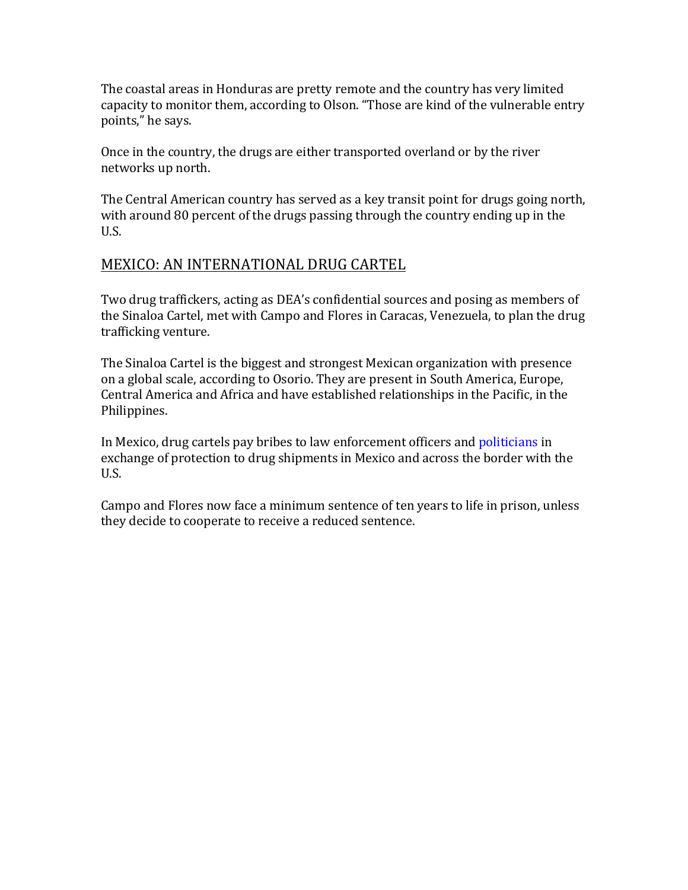The coastal areas in Honduras are pretty remote and the country has very limited capacity to monitor them, according to Olson. “Those are kind of the vulnerable entry points,” he says.

Once in the country, the drugs are either transported overland or by the river networks up north.

The Central American country has served as a key transit point for drugs going north, with around 80 percent of the drugs passing through the country ending up in the U.S.

## MEXICO: AN INTERNATIONAL DRUG CARTEL

Two drug traffickers, acting as DEA’s confidential sources and posing as members of the Sinaloa Cartel, met with Campo and Flores in Caracas, Venezuela, to plan the drug trafficking venture.

The Sinaloa Cartel is the biggest and strongest Mexican organization with presence on a global scale, according to Osorio. They are present in South America, Europe, Central America and Africa and have established relationships in the Pacific, in the Philippines.

In Mexico, drug cartels pay bribes to law enforcement officers and politicians in exchange of protection to drug shipments in Mexico and across the border with the U.S.

Campo and Flores now face a minimum sentence of ten years to life in prison, unless they decide to cooperate to receive a reduced sentence.